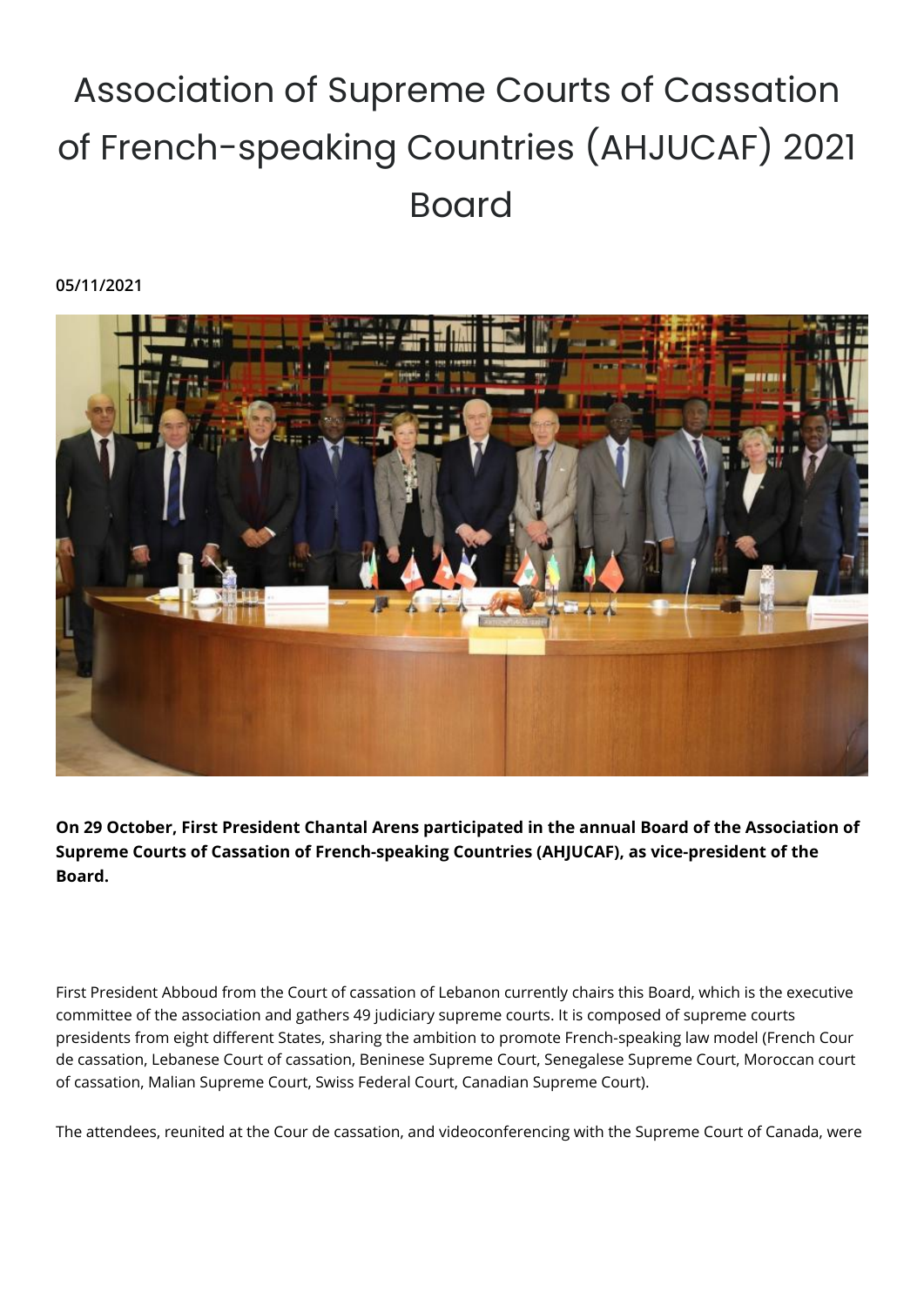# Association of Supreme Courts of Cassation of French-speaking Countries (AHJUCAF) 2021 Board

**05/11/2021**

**On 29 October, First President Chantal Arens participated in the annual Board of the Association of Supreme Courts of Cassation of French-speaking Countries (AHJUCAF), as vice-president of the Board.**

First President Abboud from the Court of cassation of Lebanon currently chairs this Board, which is the executive committee of the association and gathers 49 judiciary supreme courts. It is composed of supreme courts presidents from eight different States, sharing the ambition to promote French-speaking law model (French Cour de cassation, Lebanese Court of cassation, Beninese Supreme Court, Senegalese Supreme Court, Moroccan court of cassation, Malian Supreme Court, Swiss Federal Court, Canadian Supreme Court).

The attendees, reunited at the Cour de cassation, and videoconferencing with the Supreme Court of Canada, were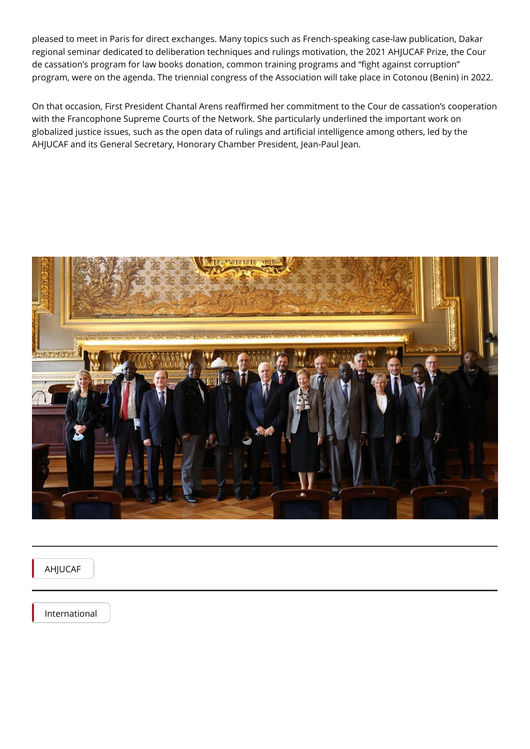pleased to meet in Paris for direct exchanges. Many topics such as French-speaking case-law publication, Dakar regional seminar dedicated to deliberation techniques and rulings motivation, the 2021 AHJUCAF Prize, the Cour de cassation's program for law books donation, common training programs and "fight against corruption" program, were on the agenda. The triennial congress of the Association will take place in Cotonou (Benin) in 2022.

On that occasion, First President Chantal Arens reaffirmed her commitment to the Cour de cassation's cooperation with the Francophone Supreme Courts of the Network. She particularly underlined the important work on globalized justice issues, such as the open data of rulings and artificial intelligence among others, led by the AHJUCAF and its General Secretary, Honorary Chamber President, Jean-Paul Jean.

AHJUCAF

International